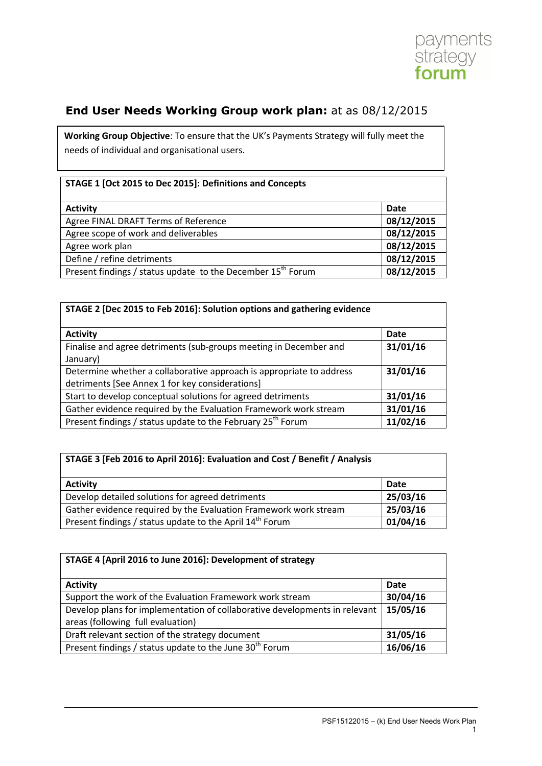## **End User Needs Working Group work plan:** at as 08/12/2015

**Working Group Objective**: To ensure that the UK's Payments Strategy will fully meet the needs of individual and organisational users.

| **STAGE 1 [Oct 2015 to Dec 2015]: Definitions and Concepts** | |
|---|---|
| **Activity** | **Date** |
| Agree FINAL DRAFT Terms of Reference | **08/12/2015** |
| Agree scope of work and deliverables | **08/12/2015** |
| Agree work plan | **08/12/2015** |
| Define / refine detriments | **08/12/2015** |
| Present findings / status update to the December 15th Forum | **08/12/2015** |

| **STAGE 2 [Dec 2015 to Feb 2016]: Solution options and gathering evidence** | |
|---|---|
| **Activity** | **Date** |
| Finalise and agree detriments (sub-groups meeting in December and January) | **31/01/16** |
| Determine whether a collaborative approach is appropriate to address detriments [See Annex 1 for key considerations] | **31/01/16** |
| Start to develop conceptual solutions for agreed detriments | **31/01/16** |
| Gather evidence required by the Evaluation Framework work stream | **31/01/16** |
| Present findings / status update to the February 25th Forum | **11/02/16** |

| **STAGE 3 [Feb 2016 to April 2016]: Evaluation and Cost / Benefit / Analysis** | |
|---|---|
| **Activity** | **Date** |
| Develop detailed solutions for agreed detriments | **25/03/16** |
| Gather evidence required by the Evaluation Framework work stream | **25/03/16** |
| Present findings / status update to the April 14th Forum | **01/04/16** |

| **STAGE 4 [April 2016 to June 2016]: Development of strategy** | |
|---|---|
| **Activity** | **Date** |
| Support the work of the Evaluation Framework work stream | **30/04/16** |
| Develop plans for implementation of collaborative developments in relevant areas (following full evaluation) | **15/05/16** |
| Draft relevant section of the strategy document | **31/05/16** |
| Present findings / status update to the June 30th Forum | **16/06/16** |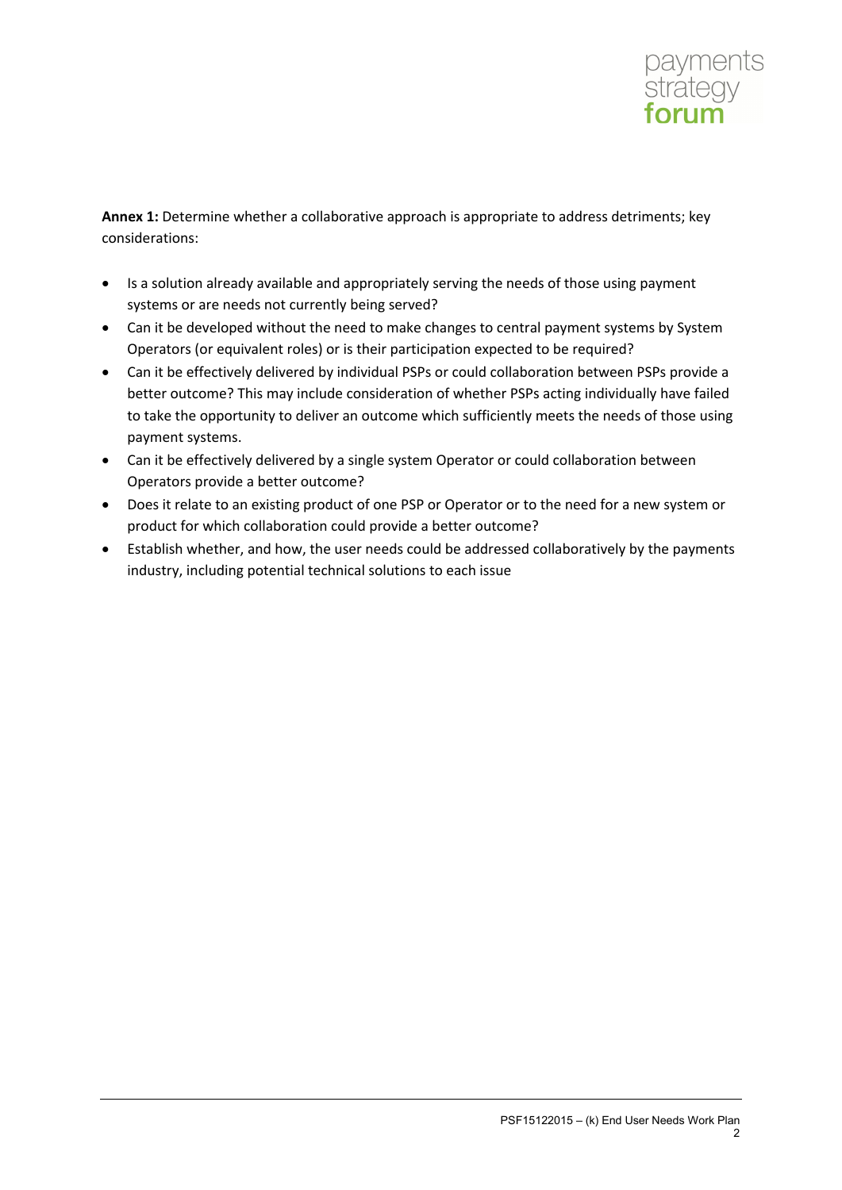**Annex 1:** Determine whether a collaborative approach is appropriate to address detriments; key considerations:

- Is a solution already available and appropriately serving the needs of those using payment systems or are needs not currently being served?
- Can it be developed without the need to make changes to central payment systems by System Operators (or equivalent roles) or is their participation expected to be required?
- Can it be effectively delivered by individual PSPs or could collaboration between PSPs provide a better outcome? This may include consideration of whether PSPs acting individually have failed to take the opportunity to deliver an outcome which sufficiently meets the needs of those using payment systems.
- Can it be effectively delivered by a single system Operator or could collaboration between Operators provide a better outcome?
- Does it relate to an existing product of one PSP or Operator or to the need for a new system or product for which collaboration could provide a better outcome?
- Establish whether, and how, the user needs could be addressed collaboratively by the payments industry, including potential technical solutions to each issue